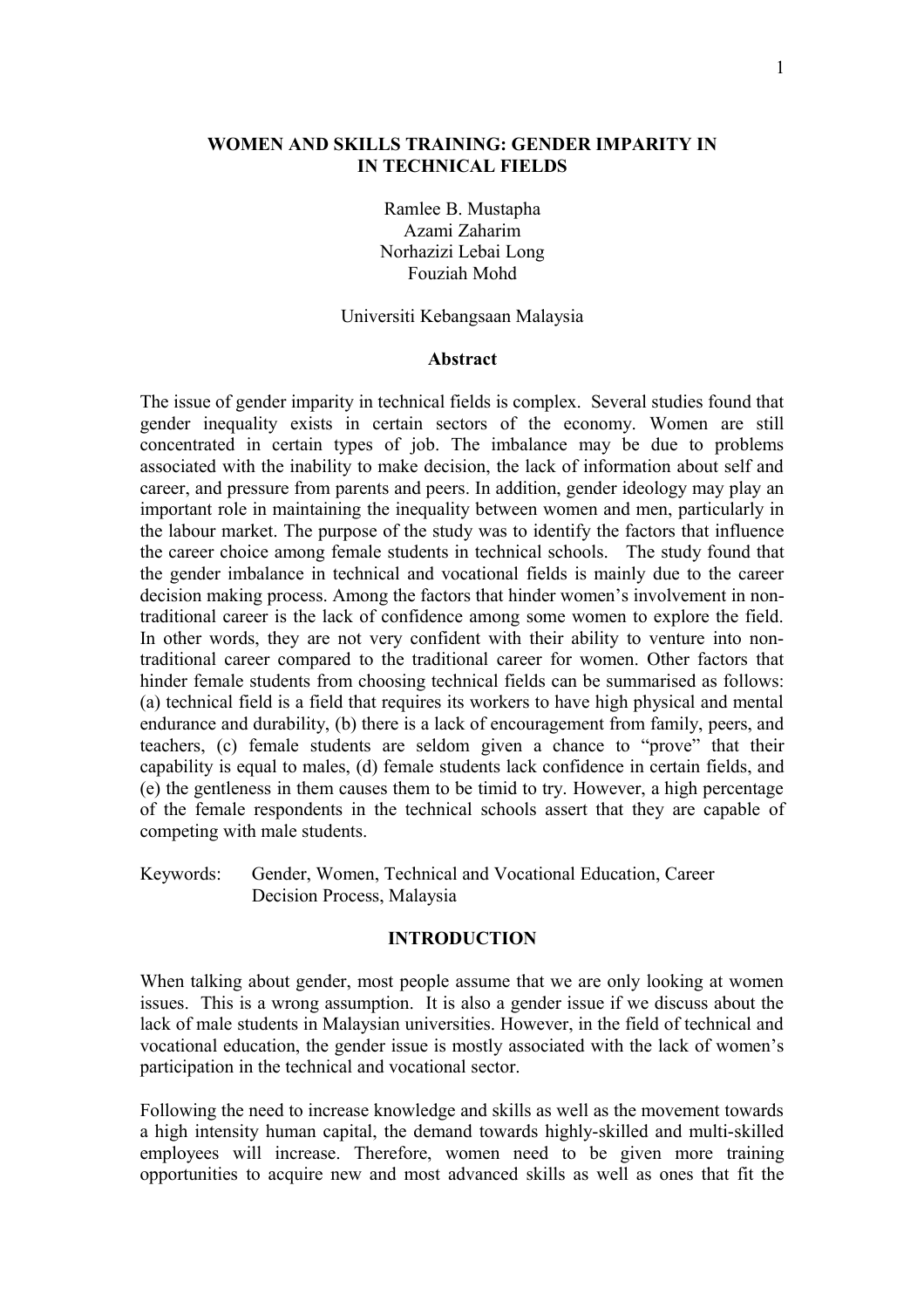# WOMEN AND SKILLS TRAINING: GENDER IMPARITY IN IN TECHNICAL FIELDS

Ramlee B. Mustapha
Azami Zaharim
Norhazizi Lebai Long
Fouziah Mohd

Universiti Kebangsaan Malaysia

## Abstract

The issue of gender imparity in technical fields is complex. Several studies found that gender inequality exists in certain sectors of the economy. Women are still concentrated in certain types of job. The imbalance may be due to problems associated with the inability to make decision, the lack of information about self and career, and pressure from parents and peers. In addition, gender ideology may play an important role in maintaining the inequality between women and men, particularly in the labour market. The purpose of the study was to identify the factors that influence the career choice among female students in technical schools. The study found that the gender imbalance in technical and vocational fields is mainly due to the career decision making process. Among the factors that hinder women's involvement in non-traditional career is the lack of confidence among some women to explore the field. In other words, they are not very confident with their ability to venture into non-traditional career compared to the traditional career for women. Other factors that hinder female students from choosing technical fields can be summarised as follows: (a) technical field is a field that requires its workers to have high physical and mental endurance and durability, (b) there is a lack of encouragement from family, peers, and teachers, (c) female students are seldom given a chance to "prove" that their capability is equal to males, (d) female students lack confidence in certain fields, and (e) the gentleness in them causes them to be timid to try. However, a high percentage of the female respondents in the technical schools assert that they are capable of competing with male students.

Keywords: Gender, Women, Technical and Vocational Education, Career Decision Process, Malaysia

## INTRODUCTION

When talking about gender, most people assume that we are only looking at women issues. This is a wrong assumption. It is also a gender issue if we discuss about the lack of male students in Malaysian universities. However, in the field of technical and vocational education, the gender issue is mostly associated with the lack of women's participation in the technical and vocational sector.

Following the need to increase knowledge and skills as well as the movement towards a high intensity human capital, the demand towards highly-skilled and multi-skilled employees will increase. Therefore, women need to be given more training opportunities to acquire new and most advanced skills as well as ones that fit the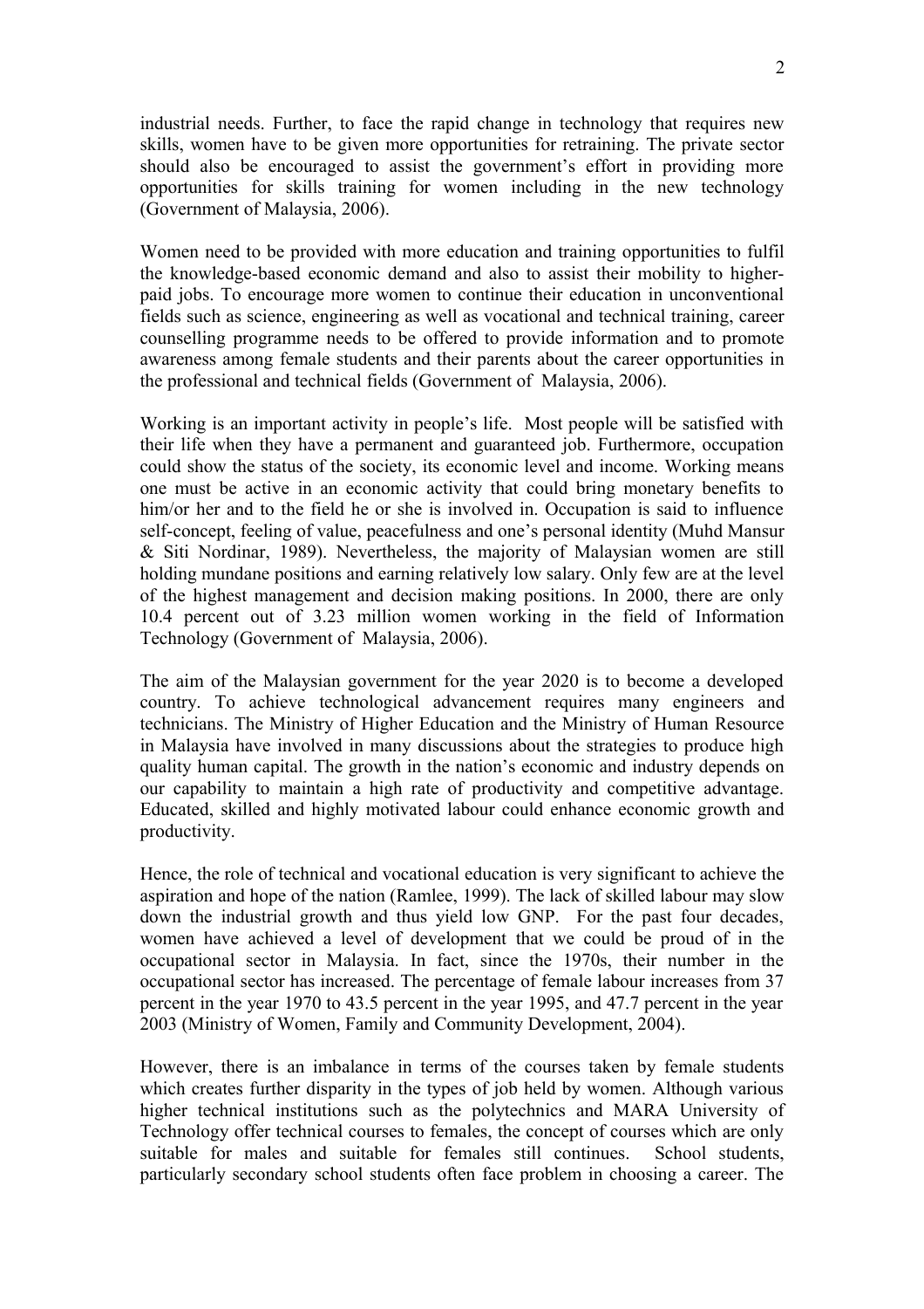industrial needs. Further, to face the rapid change in technology that requires new skills, women have to be given more opportunities for retraining. The private sector should also be encouraged to assist the government's effort in providing more opportunities for skills training for women including in the new technology (Government of Malaysia, 2006).

Women need to be provided with more education and training opportunities to fulfil the knowledge-based economic demand and also to assist their mobility to higher-paid jobs. To encourage more women to continue their education in unconventional fields such as science, engineering as well as vocational and technical training, career counselling programme needs to be offered to provide information and to promote awareness among female students and their parents about the career opportunities in the professional and technical fields (Government of Malaysia, 2006).

Working is an important activity in people's life. Most people will be satisfied with their life when they have a permanent and guaranteed job. Furthermore, occupation could show the status of the society, its economic level and income. Working means one must be active in an economic activity that could bring monetary benefits to him/or her and to the field he or she is involved in. Occupation is said to influence self-concept, feeling of value, peacefulness and one's personal identity (Muhd Mansur & Siti Nordinar, 1989). Nevertheless, the majority of Malaysian women are still holding mundane positions and earning relatively low salary. Only few are at the level of the highest management and decision making positions. In 2000, there are only 10.4 percent out of 3.23 million women working in the field of Information Technology (Government of Malaysia, 2006).

The aim of the Malaysian government for the year 2020 is to become a developed country. To achieve technological advancement requires many engineers and technicians. The Ministry of Higher Education and the Ministry of Human Resource in Malaysia have involved in many discussions about the strategies to produce high quality human capital. The growth in the nation's economic and industry depends on our capability to maintain a high rate of productivity and competitive advantage. Educated, skilled and highly motivated labour could enhance economic growth and productivity.

Hence, the role of technical and vocational education is very significant to achieve the aspiration and hope of the nation (Ramlee, 1999). The lack of skilled labour may slow down the industrial growth and thus yield low GNP. For the past four decades, women have achieved a level of development that we could be proud of in the occupational sector in Malaysia. In fact, since the 1970s, their number in the occupational sector has increased. The percentage of female labour increases from 37 percent in the year 1970 to 43.5 percent in the year 1995, and 47.7 percent in the year 2003 (Ministry of Women, Family and Community Development, 2004).

However, there is an imbalance in terms of the courses taken by female students which creates further disparity in the types of job held by women. Although various higher technical institutions such as the polytechnics and MARA University of Technology offer technical courses to females, the concept of courses which are only suitable for males and suitable for females still continues. School students, particularly secondary school students often face problem in choosing a career. The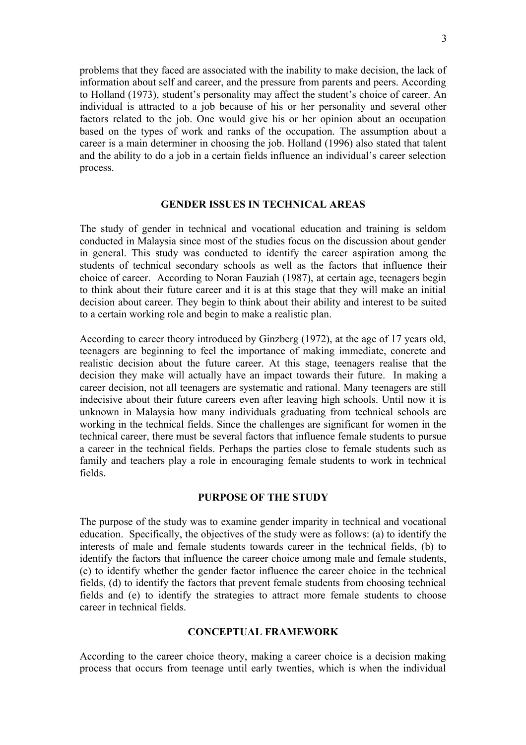problems that they faced are associated with the inability to make decision, the lack of information about self and career, and the pressure from parents and peers. According to Holland (1973), student's personality may affect the student's choice of career. An individual is attracted to a job because of his or her personality and several other factors related to the job. One would give his or her opinion about an occupation based on the types of work and ranks of the occupation. The assumption about a career is a main determiner in choosing the job. Holland (1996) also stated that talent and the ability to do a job in a certain fields influence an individual's career selection process.

## GENDER ISSUES IN TECHNICAL AREAS

The study of gender in technical and vocational education and training is seldom conducted in Malaysia since most of the studies focus on the discussion about gender in general. This study was conducted to identify the career aspiration among the students of technical secondary schools as well as the factors that influence their choice of career. According to Noran Fauziah (1987), at certain age, teenagers begin to think about their future career and it is at this stage that they will make an initial decision about career. They begin to think about their ability and interest to be suited to a certain working role and begin to make a realistic plan.

According to career theory introduced by Ginzberg (1972), at the age of 17 years old, teenagers are beginning to feel the importance of making immediate, concrete and realistic decision about the future career. At this stage, teenagers realise that the decision they make will actually have an impact towards their future. In making a career decision, not all teenagers are systematic and rational. Many teenagers are still indecisive about their future careers even after leaving high schools. Until now it is unknown in Malaysia how many individuals graduating from technical schools are working in the technical fields. Since the challenges are significant for women in the technical career, there must be several factors that influence female students to pursue a career in the technical fields. Perhaps the parties close to female students such as family and teachers play a role in encouraging female students to work in technical fields.

## PURPOSE OF THE STUDY

The purpose of the study was to examine gender imparity in technical and vocational education. Specifically, the objectives of the study were as follows: (a) to identify the interests of male and female students towards career in the technical fields, (b) to identify the factors that influence the career choice among male and female students, (c) to identify whether the gender factor influence the career choice in the technical fields, (d) to identify the factors that prevent female students from choosing technical fields and (e) to identify the strategies to attract more female students to choose career in technical fields.

## CONCEPTUAL FRAMEWORK

According to the career choice theory, making a career choice is a decision making process that occurs from teenage until early twenties, which is when the individual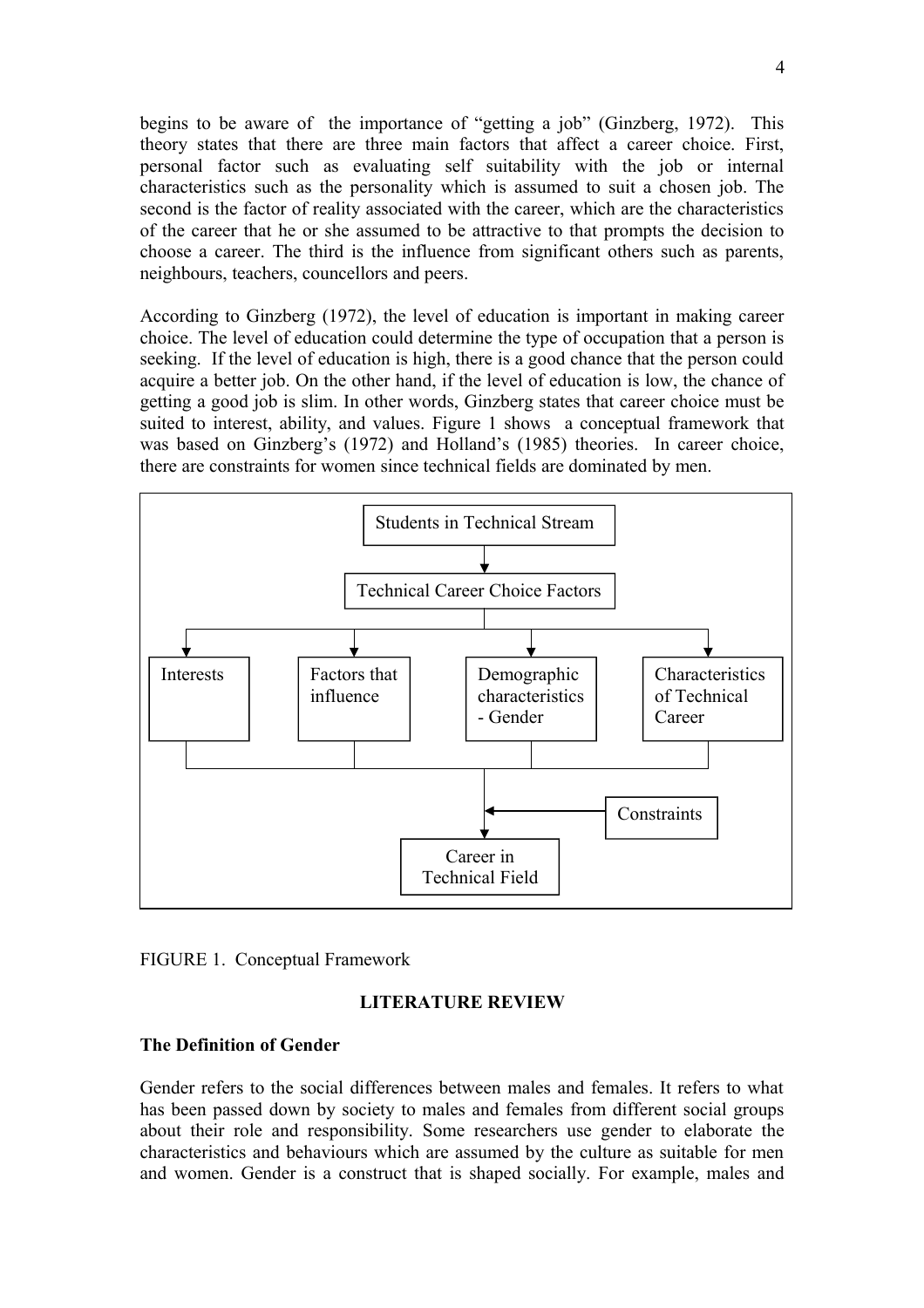begins to be aware of the importance of "getting a job" (Ginzberg, 1972). This theory states that there are three main factors that affect a career choice. First, personal factor such as evaluating self suitability with the job or internal characteristics such as the personality which is assumed to suit a chosen job. The second is the factor of reality associated with the career, which are the characteristics of the career that he or she assumed to be attractive to that prompts the decision to choose a career. The third is the influence from significant others such as parents, neighbours, teachers, councellors and peers.

According to Ginzberg (1972), the level of education is important in making career choice. The level of education could determine the type of occupation that a person is seeking. If the level of education is high, there is a good chance that the person could acquire a better job. On the other hand, if the level of education is low, the chance of getting a good job is slim. In other words, Ginzberg states that career choice must be suited to interest, ability, and values. Figure 1 shows a conceptual framework that was based on Ginzberg's (1972) and Holland's (1985) theories. In career choice, there are constraints for women since technical fields are dominated by men.

Students in Technical Stream → Technical Career Choice Factors → Interests; Factors that influence; Demographic characteristics - Gender; Characteristics of Technical Career → (Constraints) → Career in Technical Field

FIGURE 1. Conceptual Framework

## LITERATURE REVIEW

### The Definition of Gender

Gender refers to the social differences between males and females. It refers to what has been passed down by society to males and females from different social groups about their role and responsibility. Some researchers use gender to elaborate the characteristics and behaviours which are assumed by the culture as suitable for men and women. Gender is a construct that is shaped socially. For example, males and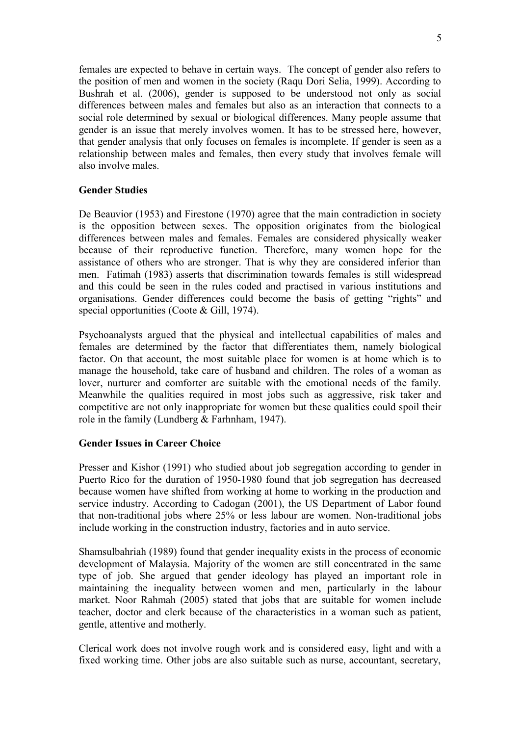females are expected to behave in certain ways. The concept of gender also refers to the position of men and women in the society (Raqu Dori Selia, 1999). According to Bushrah et al. (2006), gender is supposed to be understood not only as social differences between males and females but also as an interaction that connects to a social role determined by sexual or biological differences. Many people assume that gender is an issue that merely involves women. It has to be stressed here, however, that gender analysis that only focuses on females is incomplete. If gender is seen as a relationship between males and females, then every study that involves female will also involve males.

## Gender Studies

De Beauvior (1953) and Firestone (1970) agree that the main contradiction in society is the opposition between sexes. The opposition originates from the biological differences between males and females. Females are considered physically weaker because of their reproductive function. Therefore, many women hope for the assistance of others who are stronger. That is why they are considered inferior than men. Fatimah (1983) asserts that discrimination towards females is still widespread and this could be seen in the rules coded and practised in various institutions and organisations. Gender differences could become the basis of getting "rights" and special opportunities (Coote & Gill, 1974).

Psychoanalysts argued that the physical and intellectual capabilities of males and females are determined by the factor that differentiates them, namely biological factor. On that account, the most suitable place for women is at home which is to manage the household, take care of husband and children. The roles of a woman as lover, nurturer and comforter are suitable with the emotional needs of the family. Meanwhile the qualities required in most jobs such as aggressive, risk taker and competitive are not only inappropriate for women but these qualities could spoil their role in the family (Lundberg & Farhnham, 1947).

## Gender Issues in Career Choice

Presser and Kishor (1991) who studied about job segregation according to gender in Puerto Rico for the duration of 1950-1980 found that job segregation has decreased because women have shifted from working at home to working in the production and service industry. According to Cadogan (2001), the US Department of Labor found that non-traditional jobs where 25% or less labour are women. Non-traditional jobs include working in the construction industry, factories and in auto service.

Shamsulbahriah (1989) found that gender inequality exists in the process of economic development of Malaysia. Majority of the women are still concentrated in the same type of job. She argued that gender ideology has played an important role in maintaining the inequality between women and men, particularly in the labour market. Noor Rahmah (2005) stated that jobs that are suitable for women include teacher, doctor and clerk because of the characteristics in a woman such as patient, gentle, attentive and motherly.

Clerical work does not involve rough work and is considered easy, light and with a fixed working time. Other jobs are also suitable such as nurse, accountant, secretary,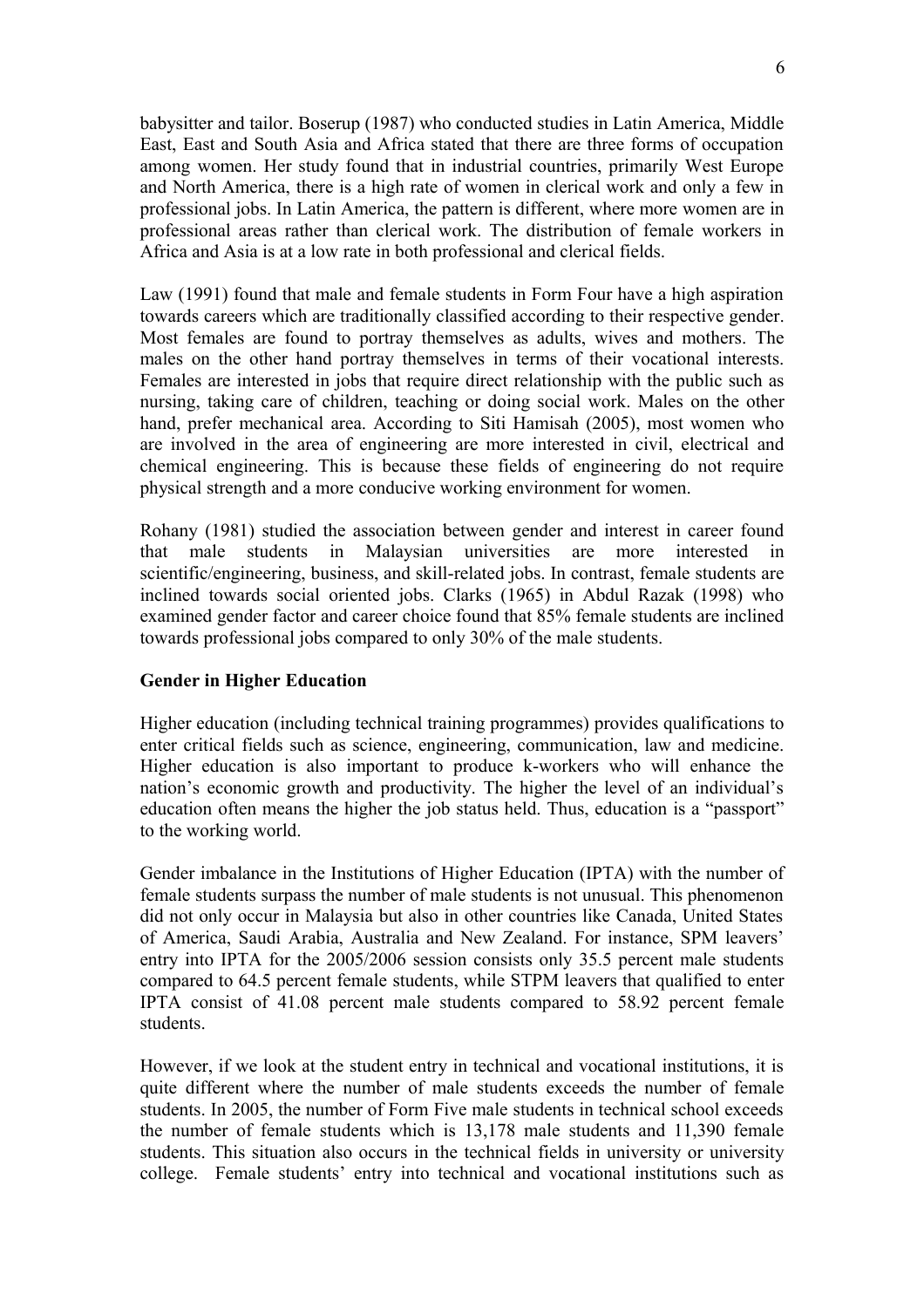babysitter and tailor. Boserup (1987) who conducted studies in Latin America, Middle East, East and South Asia and Africa stated that there are three forms of occupation among women. Her study found that in industrial countries, primarily West Europe and North America, there is a high rate of women in clerical work and only a few in professional jobs. In Latin America, the pattern is different, where more women are in professional areas rather than clerical work. The distribution of female workers in Africa and Asia is at a low rate in both professional and clerical fields.

Law (1991) found that male and female students in Form Four have a high aspiration towards careers which are traditionally classified according to their respective gender. Most females are found to portray themselves as adults, wives and mothers. The males on the other hand portray themselves in terms of their vocational interests. Females are interested in jobs that require direct relationship with the public such as nursing, taking care of children, teaching or doing social work. Males on the other hand, prefer mechanical area. According to Siti Hamisah (2005), most women who are involved in the area of engineering are more interested in civil, electrical and chemical engineering. This is because these fields of engineering do not require physical strength and a more conducive working environment for women.

Rohany (1981) studied the association between gender and interest in career found that male students in Malaysian universities are more interested in scientific/engineering, business, and skill-related jobs. In contrast, female students are inclined towards social oriented jobs. Clarks (1965) in Abdul Razak (1998) who examined gender factor and career choice found that 85% female students are inclined towards professional jobs compared to only 30% of the male students.

**Gender in Higher Education**

Higher education (including technical training programmes) provides qualifications to enter critical fields such as science, engineering, communication, law and medicine. Higher education is also important to produce k-workers who will enhance the nation's economic growth and productivity. The higher the level of an individual's education often means the higher the job status held. Thus, education is a "passport" to the working world.

Gender imbalance in the Institutions of Higher Education (IPTA) with the number of female students surpass the number of male students is not unusual. This phenomenon did not only occur in Malaysia but also in other countries like Canada, United States of America, Saudi Arabia, Australia and New Zealand. For instance, SPM leavers' entry into IPTA for the 2005/2006 session consists only 35.5 percent male students compared to 64.5 percent female students, while STPM leavers that qualified to enter IPTA consist of 41.08 percent male students compared to 58.92 percent female students.

However, if we look at the student entry in technical and vocational institutions, it is quite different where the number of male students exceeds the number of female students. In 2005, the number of Form Five male students in technical school exceeds the number of female students which is 13,178 male students and 11,390 female students. This situation also occurs in the technical fields in university or university college. Female students' entry into technical and vocational institutions such as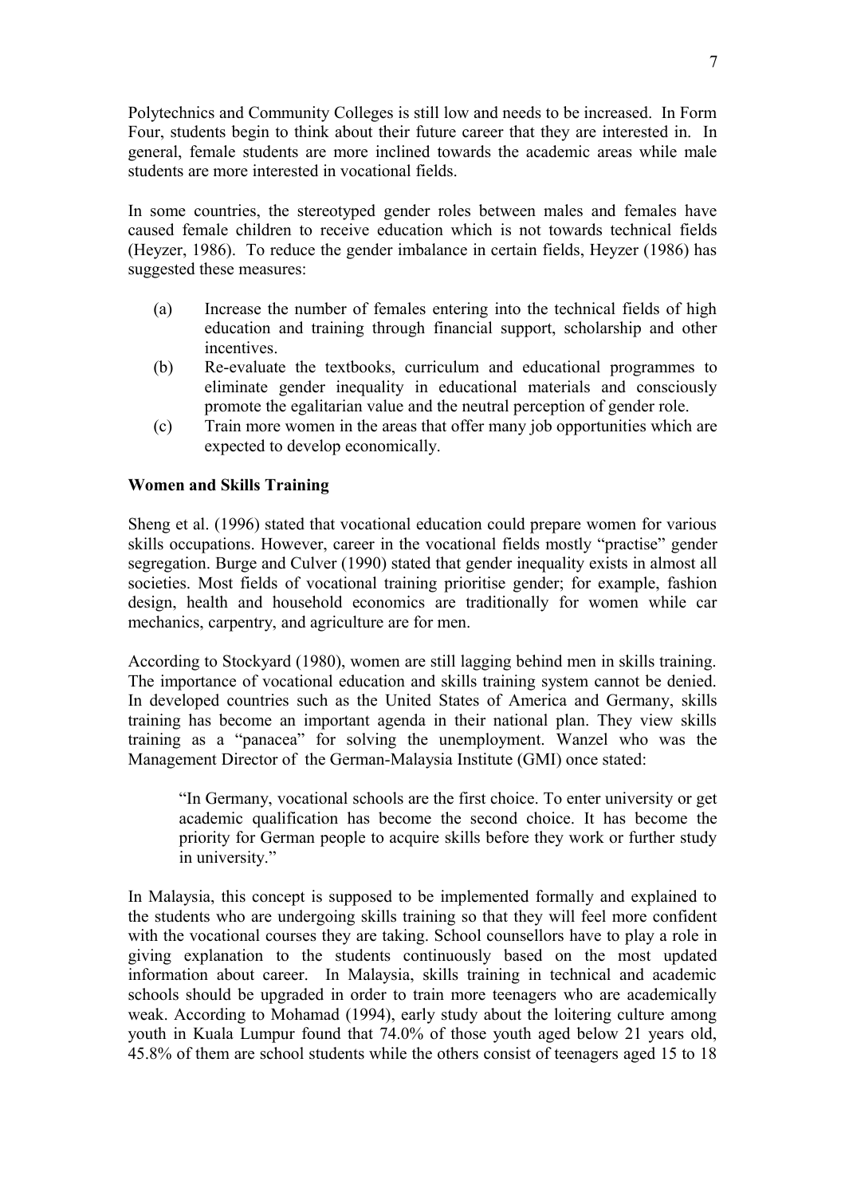Polytechnics and Community Colleges is still low and needs to be increased. In Form Four, students begin to think about their future career that they are interested in. In general, female students are more inclined towards the academic areas while male students are more interested in vocational fields.

In some countries, the stereotyped gender roles between males and females have caused female children to receive education which is not towards technical fields (Heyzer, 1986). To reduce the gender imbalance in certain fields, Heyzer (1986) has suggested these measures:

(a) Increase the number of females entering into the technical fields of high education and training through financial support, scholarship and other incentives.
(b) Re-evaluate the textbooks, curriculum and educational programmes to eliminate gender inequality in educational materials and consciously promote the egalitarian value and the neutral perception of gender role.
(c) Train more women in the areas that offer many job opportunities which are expected to develop economically.

**Women and Skills Training**

Sheng et al. (1996) stated that vocational education could prepare women for various skills occupations. However, career in the vocational fields mostly "practise" gender segregation. Burge and Culver (1990) stated that gender inequality exists in almost all societies. Most fields of vocational training prioritise gender; for example, fashion design, health and household economics are traditionally for women while car mechanics, carpentry, and agriculture are for men.

According to Stockyard (1980), women are still lagging behind men in skills training. The importance of vocational education and skills training system cannot be denied. In developed countries such as the United States of America and Germany, skills training has become an important agenda in their national plan. They view skills training as a "panacea" for solving the unemployment. Wanzel who was the Management Director of the German-Malaysia Institute (GMI) once stated:

> "In Germany, vocational schools are the first choice. To enter university or get academic qualification has become the second choice. It has become the priority for German people to acquire skills before they work or further study in university."

In Malaysia, this concept is supposed to be implemented formally and explained to the students who are undergoing skills training so that they will feel more confident with the vocational courses they are taking. School counsellors have to play a role in giving explanation to the students continuously based on the most updated information about career. In Malaysia, skills training in technical and academic schools should be upgraded in order to train more teenagers who are academically weak. According to Mohamad (1994), early study about the loitering culture among youth in Kuala Lumpur found that 74.0% of those youth aged below 21 years old, 45.8% of them are school students while the others consist of teenagers aged 15 to 18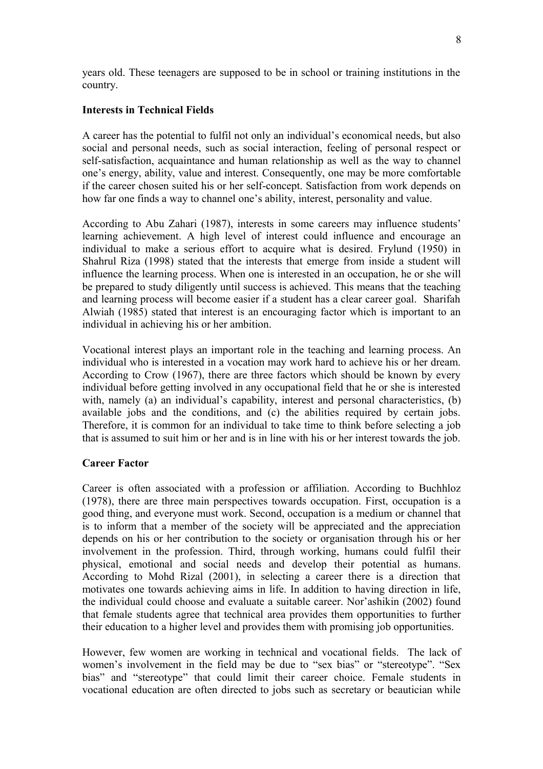years old. These teenagers are supposed to be in school or training institutions in the country.

**Interests in Technical Fields**

A career has the potential to fulfil not only an individual's economical needs, but also social and personal needs, such as social interaction, feeling of personal respect or self-satisfaction, acquaintance and human relationship as well as the way to channel one's energy, ability, value and interest. Consequently, one may be more comfortable if the career chosen suited his or her self-concept. Satisfaction from work depends on how far one finds a way to channel one's ability, interest, personality and value.

According to Abu Zahari (1987), interests in some careers may influence students' learning achievement. A high level of interest could influence and encourage an individual to make a serious effort to acquire what is desired. Frylund (1950) in Shahrul Riza (1998) stated that the interests that emerge from inside a student will influence the learning process. When one is interested in an occupation, he or she will be prepared to study diligently until success is achieved. This means that the teaching and learning process will become easier if a student has a clear career goal. Sharifah Alwiah (1985) stated that interest is an encouraging factor which is important to an individual in achieving his or her ambition.

Vocational interest plays an important role in the teaching and learning process. An individual who is interested in a vocation may work hard to achieve his or her dream. According to Crow (1967), there are three factors which should be known by every individual before getting involved in any occupational field that he or she is interested with, namely (a) an individual's capability, interest and personal characteristics, (b) available jobs and the conditions, and (c) the abilities required by certain jobs. Therefore, it is common for an individual to take time to think before selecting a job that is assumed to suit him or her and is in line with his or her interest towards the job.

**Career Factor**

Career is often associated with a profession or affiliation. According to Buchhloz (1978), there are three main perspectives towards occupation. First, occupation is a good thing, and everyone must work. Second, occupation is a medium or channel that is to inform that a member of the society will be appreciated and the appreciation depends on his or her contribution to the society or organisation through his or her involvement in the profession. Third, through working, humans could fulfil their physical, emotional and social needs and develop their potential as humans. According to Mohd Rizal (2001), in selecting a career there is a direction that motivates one towards achieving aims in life. In addition to having direction in life, the individual could choose and evaluate a suitable career. Nor'ashikin (2002) found that female students agree that technical area provides them opportunities to further their education to a higher level and provides them with promising job opportunities.

However, few women are working in technical and vocational fields. The lack of women's involvement in the field may be due to "sex bias" or "stereotype". "Sex bias" and "stereotype" that could limit their career choice. Female students in vocational education are often directed to jobs such as secretary or beautician while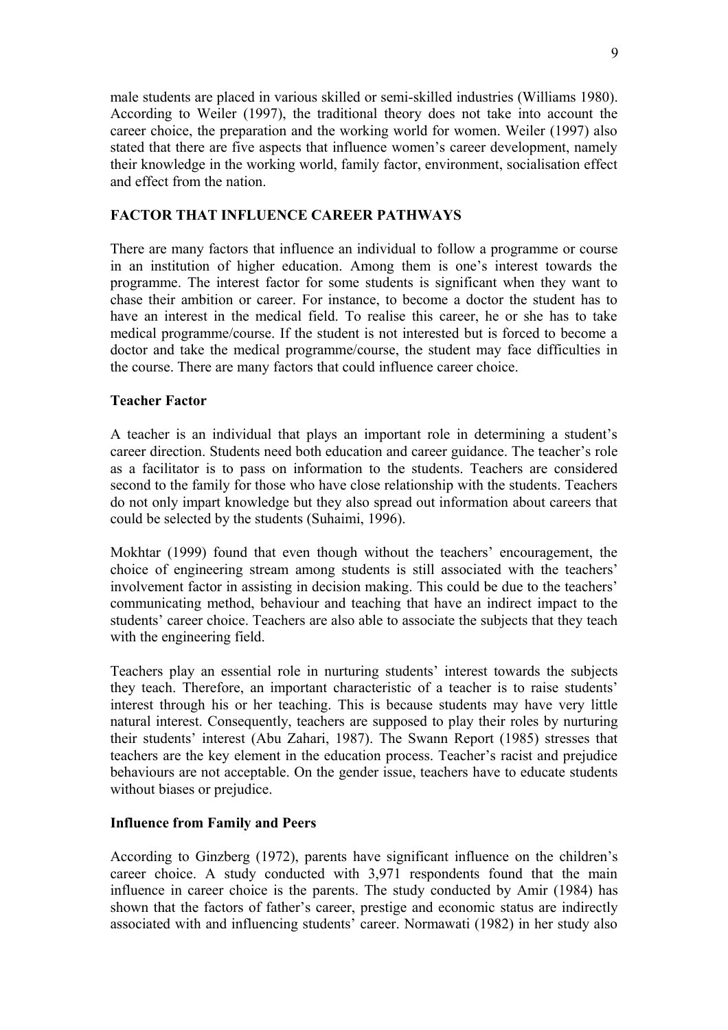male students are placed in various skilled or semi-skilled industries (Williams 1980). According to Weiler (1997), the traditional theory does not take into account the career choice, the preparation and the working world for women. Weiler (1997) also stated that there are five aspects that influence women's career development, namely their knowledge in the working world, family factor, environment, socialisation effect and effect from the nation.

## FACTOR THAT INFLUENCE CAREER PATHWAYS

There are many factors that influence an individual to follow a programme or course in an institution of higher education. Among them is one's interest towards the programme. The interest factor for some students is significant when they want to chase their ambition or career. For instance, to become a doctor the student has to have an interest in the medical field. To realise this career, he or she has to take medical programme/course. If the student is not interested but is forced to become a doctor and take the medical programme/course, the student may face difficulties in the course. There are many factors that could influence career choice.

### Teacher Factor

A teacher is an individual that plays an important role in determining a student's career direction. Students need both education and career guidance. The teacher's role as a facilitator is to pass on information to the students. Teachers are considered second to the family for those who have close relationship with the students. Teachers do not only impart knowledge but they also spread out information about careers that could be selected by the students (Suhaimi, 1996).

Mokhtar (1999) found that even though without the teachers' encouragement, the choice of engineering stream among students is still associated with the teachers' involvement factor in assisting in decision making. This could be due to the teachers' communicating method, behaviour and teaching that have an indirect impact to the students' career choice. Teachers are also able to associate the subjects that they teach with the engineering field.

Teachers play an essential role in nurturing students' interest towards the subjects they teach. Therefore, an important characteristic of a teacher is to raise students' interest through his or her teaching. This is because students may have very little natural interest. Consequently, teachers are supposed to play their roles by nurturing their students' interest (Abu Zahari, 1987). The Swann Report (1985) stresses that teachers are the key element in the education process. Teacher's racist and prejudice behaviours are not acceptable. On the gender issue, teachers have to educate students without biases or prejudice.

### Influence from Family and Peers

According to Ginzberg (1972), parents have significant influence on the children's career choice. A study conducted with 3,971 respondents found that the main influence in career choice is the parents. The study conducted by Amir (1984) has shown that the factors of father's career, prestige and economic status are indirectly associated with and influencing students' career. Normawati (1982) in her study also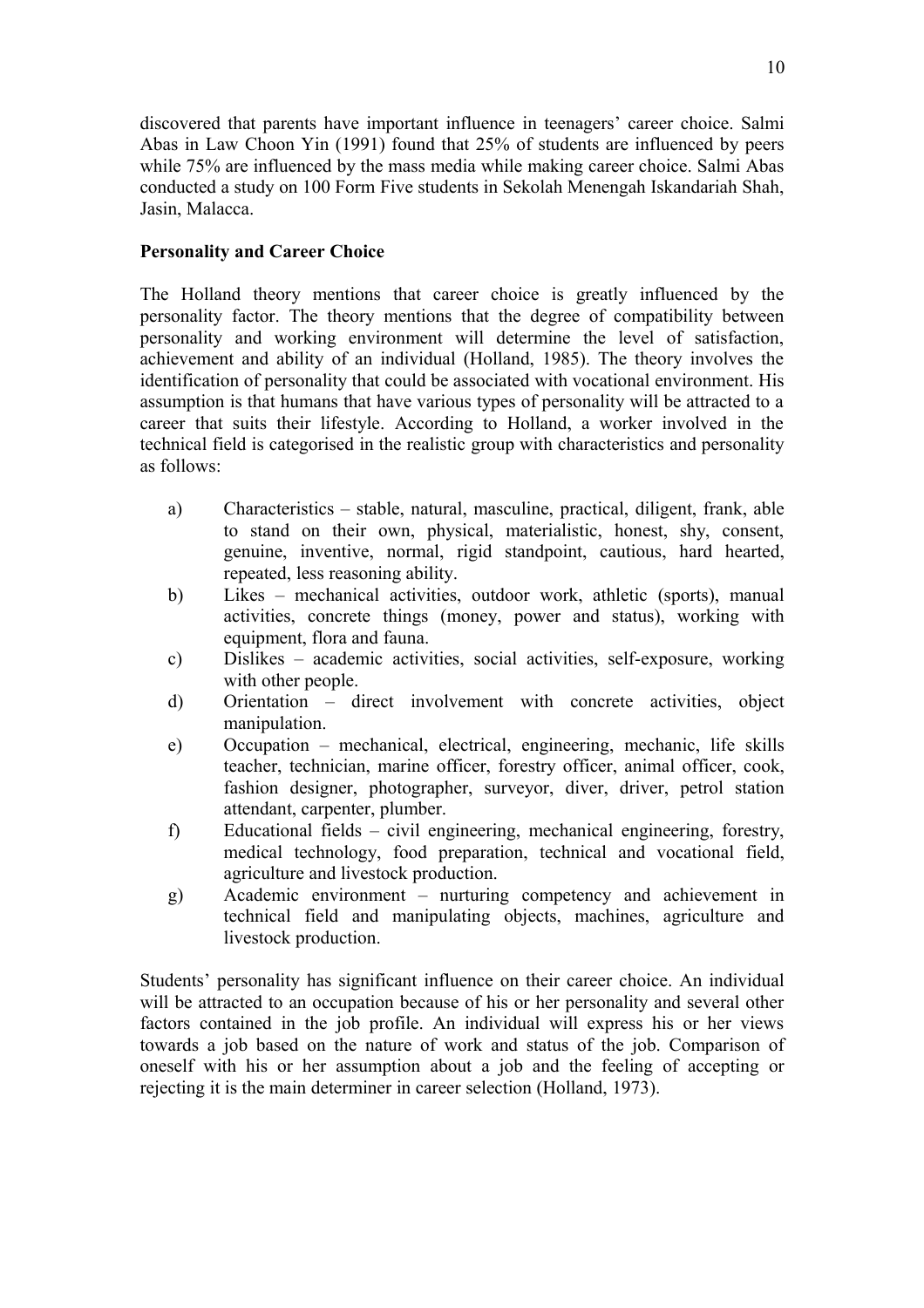discovered that parents have important influence in teenagers' career choice. Salmi Abas in Law Choon Yin (1991) found that 25% of students are influenced by peers while 75% are influenced by the mass media while making career choice. Salmi Abas conducted a study on 100 Form Five students in Sekolah Menengah Iskandariah Shah, Jasin, Malacca.

**Personality and Career Choice**

The Holland theory mentions that career choice is greatly influenced by the personality factor. The theory mentions that the degree of compatibility between personality and working environment will determine the level of satisfaction, achievement and ability of an individual (Holland, 1985). The theory involves the identification of personality that could be associated with vocational environment. His assumption is that humans that have various types of personality will be attracted to a career that suits their lifestyle. According to Holland, a worker involved in the technical field is categorised in the realistic group with characteristics and personality as follows:

a) Characteristics – stable, natural, masculine, practical, diligent, frank, able to stand on their own, physical, materialistic, honest, shy, consent, genuine, inventive, normal, rigid standpoint, cautious, hard hearted, repeated, less reasoning ability.

b) Likes – mechanical activities, outdoor work, athletic (sports), manual activities, concrete things (money, power and status), working with equipment, flora and fauna.

c) Dislikes – academic activities, social activities, self-exposure, working with other people.

d) Orientation – direct involvement with concrete activities, object manipulation.

e) Occupation – mechanical, electrical, engineering, mechanic, life skills teacher, technician, marine officer, forestry officer, animal officer, cook, fashion designer, photographer, surveyor, diver, driver, petrol station attendant, carpenter, plumber.

f) Educational fields – civil engineering, mechanical engineering, forestry, medical technology, food preparation, technical and vocational field, agriculture and livestock production.

g) Academic environment – nurturing competency and achievement in technical field and manipulating objects, machines, agriculture and livestock production.

Students' personality has significant influence on their career choice. An individual will be attracted to an occupation because of his or her personality and several other factors contained in the job profile. An individual will express his or her views towards a job based on the nature of work and status of the job. Comparison of oneself with his or her assumption about a job and the feeling of accepting or rejecting it is the main determiner in career selection (Holland, 1973).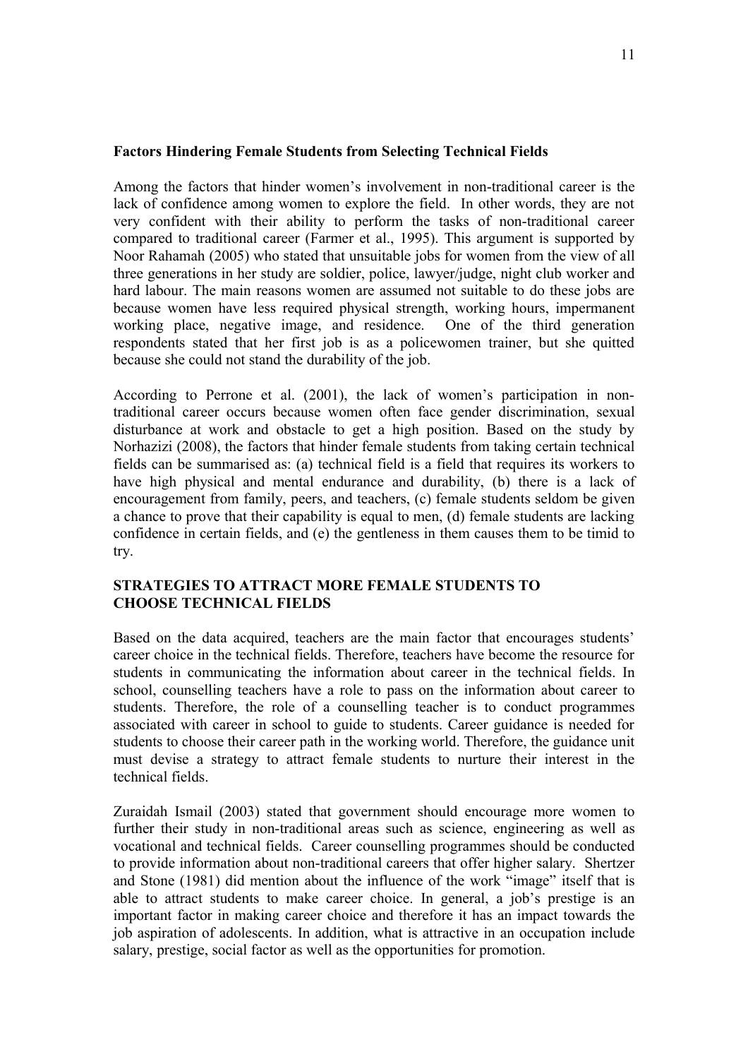### Factors Hindering Female Students from Selecting Technical Fields

Among the factors that hinder women's involvement in non-traditional career is the lack of confidence among women to explore the field. In other words, they are not very confident with their ability to perform the tasks of non-traditional career compared to traditional career (Farmer et al., 1995). This argument is supported by Noor Rahamah (2005) who stated that unsuitable jobs for women from the view of all three generations in her study are soldier, police, lawyer/judge, night club worker and hard labour. The main reasons women are assumed not suitable to do these jobs are because women have less required physical strength, working hours, impermanent working place, negative image, and residence. One of the third generation respondents stated that her first job is as a policewomen trainer, but she quitted because she could not stand the durability of the job.

According to Perrone et al. (2001), the lack of women's participation in non-traditional career occurs because women often face gender discrimination, sexual disturbance at work and obstacle to get a high position. Based on the study by Norhazizi (2008), the factors that hinder female students from taking certain technical fields can be summarised as: (a) technical field is a field that requires its workers to have high physical and mental endurance and durability, (b) there is a lack of encouragement from family, peers, and teachers, (c) female students seldom be given a chance to prove that their capability is equal to men, (d) female students are lacking confidence in certain fields, and (e) the gentleness in them causes them to be timid to try.

## STRATEGIES TO ATTRACT MORE FEMALE STUDENTS TO CHOOSE TECHNICAL FIELDS

Based on the data acquired, teachers are the main factor that encourages students' career choice in the technical fields. Therefore, teachers have become the resource for students in communicating the information about career in the technical fields. In school, counselling teachers have a role to pass on the information about career to students. Therefore, the role of a counselling teacher is to conduct programmes associated with career in school to guide to students. Career guidance is needed for students to choose their career path in the working world. Therefore, the guidance unit must devise a strategy to attract female students to nurture their interest in the technical fields.

Zuraidah Ismail (2003) stated that government should encourage more women to further their study in non-traditional areas such as science, engineering as well as vocational and technical fields. Career counselling programmes should be conducted to provide information about non-traditional careers that offer higher salary. Shertzer and Stone (1981) did mention about the influence of the work "image" itself that is able to attract students to make career choice. In general, a job's prestige is an important factor in making career choice and therefore it has an impact towards the job aspiration of adolescents. In addition, what is attractive in an occupation include salary, prestige, social factor as well as the opportunities for promotion.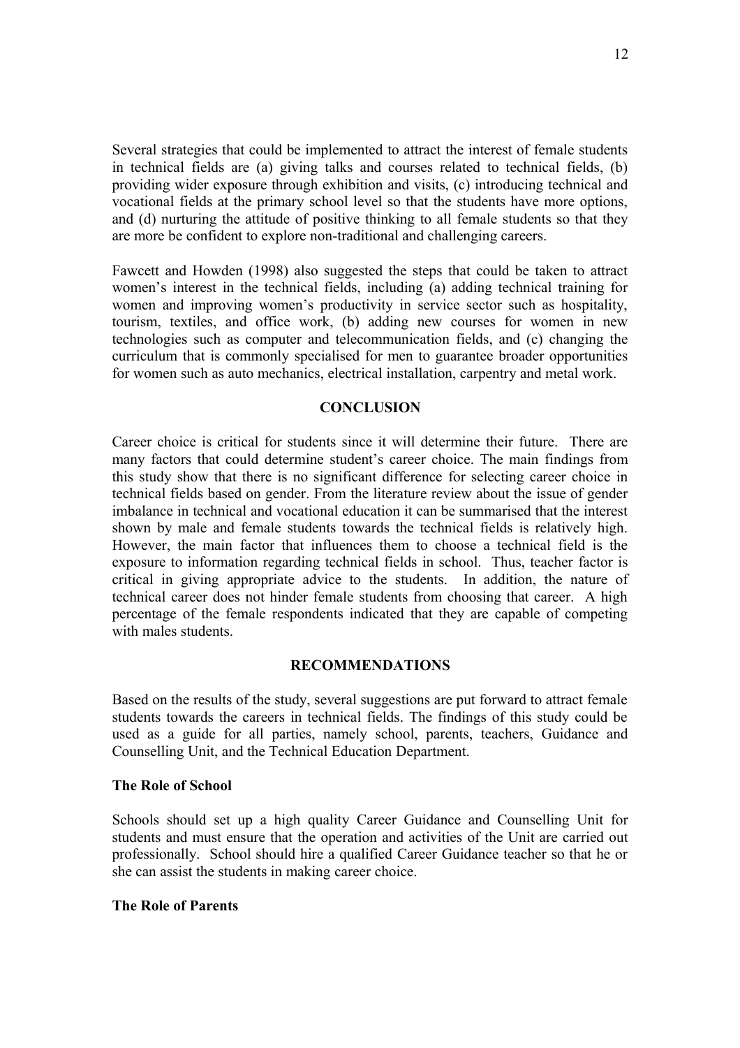Several strategies that could be implemented to attract the interest of female students in technical fields are (a) giving talks and courses related to technical fields, (b) providing wider exposure through exhibition and visits, (c) introducing technical and vocational fields at the primary school level so that the students have more options, and (d) nurturing the attitude of positive thinking to all female students so that they are more be confident to explore non-traditional and challenging careers.

Fawcett and Howden (1998) also suggested the steps that could be taken to attract women's interest in the technical fields, including (a) adding technical training for women and improving women's productivity in service sector such as hospitality, tourism, textiles, and office work, (b) adding new courses for women in new technologies such as computer and telecommunication fields, and (c) changing the curriculum that is commonly specialised for men to guarantee broader opportunities for women such as auto mechanics, electrical installation, carpentry and metal work.

## CONCLUSION

Career choice is critical for students since it will determine their future. There are many factors that could determine student's career choice. The main findings from this study show that there is no significant difference for selecting career choice in technical fields based on gender. From the literature review about the issue of gender imbalance in technical and vocational education it can be summarised that the interest shown by male and female students towards the technical fields is relatively high. However, the main factor that influences them to choose a technical field is the exposure to information regarding technical fields in school. Thus, teacher factor is critical in giving appropriate advice to the students. In addition, the nature of technical career does not hinder female students from choosing that career. A high percentage of the female respondents indicated that they are capable of competing with males students.

## RECOMMENDATIONS

Based on the results of the study, several suggestions are put forward to attract female students towards the careers in technical fields. The findings of this study could be used as a guide for all parties, namely school, parents, teachers, Guidance and Counselling Unit, and the Technical Education Department.

### The Role of School

Schools should set up a high quality Career Guidance and Counselling Unit for students and must ensure that the operation and activities of the Unit are carried out professionally. School should hire a qualified Career Guidance teacher so that he or she can assist the students in making career choice.

### The Role of Parents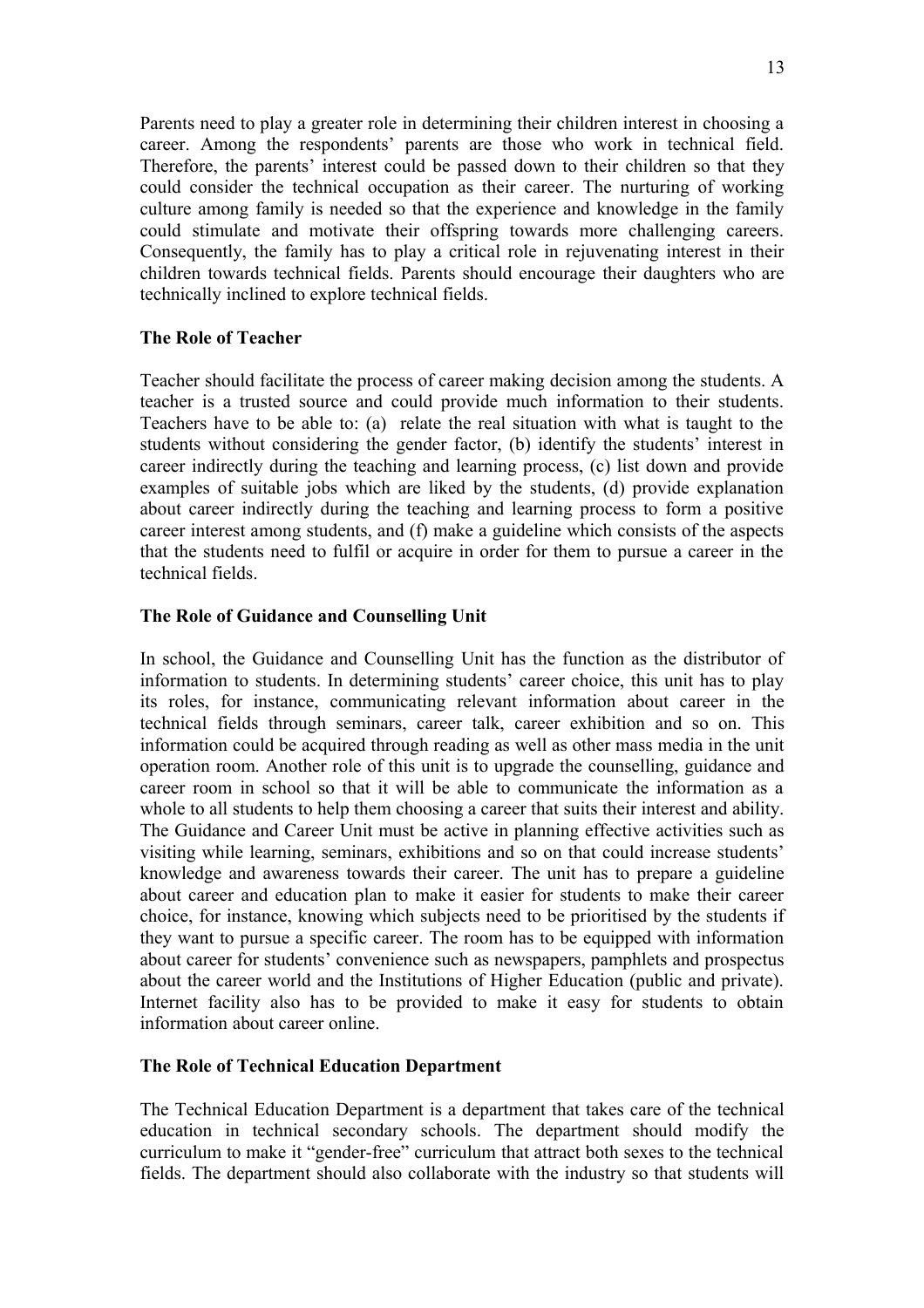Parents need to play a greater role in determining their children interest in choosing a career. Among the respondents' parents are those who work in technical field. Therefore, the parents' interest could be passed down to their children so that they could consider the technical occupation as their career. The nurturing of working culture among family is needed so that the experience and knowledge in the family could stimulate and motivate their offspring towards more challenging careers. Consequently, the family has to play a critical role in rejuvenating interest in their children towards technical fields. Parents should encourage their daughters who are technically inclined to explore technical fields.

**The Role of Teacher**

Teacher should facilitate the process of career making decision among the students. A teacher is a trusted source and could provide much information to their students. Teachers have to be able to: (a) relate the real situation with what is taught to the students without considering the gender factor, (b) identify the students' interest in career indirectly during the teaching and learning process, (c) list down and provide examples of suitable jobs which are liked by the students, (d) provide explanation about career indirectly during the teaching and learning process to form a positive career interest among students, and (f) make a guideline which consists of the aspects that the students need to fulfil or acquire in order for them to pursue a career in the technical fields.

**The Role of Guidance and Counselling Unit**

In school, the Guidance and Counselling Unit has the function as the distributor of information to students. In determining students' career choice, this unit has to play its roles, for instance, communicating relevant information about career in the technical fields through seminars, career talk, career exhibition and so on. This information could be acquired through reading as well as other mass media in the unit operation room. Another role of this unit is to upgrade the counselling, guidance and career room in school so that it will be able to communicate the information as a whole to all students to help them choosing a career that suits their interest and ability. The Guidance and Career Unit must be active in planning effective activities such as visiting while learning, seminars, exhibitions and so on that could increase students' knowledge and awareness towards their career. The unit has to prepare a guideline about career and education plan to make it easier for students to make their career choice, for instance, knowing which subjects need to be prioritised by the students if they want to pursue a specific career. The room has to be equipped with information about career for students' convenience such as newspapers, pamphlets and prospectus about the career world and the Institutions of Higher Education (public and private). Internet facility also has to be provided to make it easy for students to obtain information about career online.

**The Role of Technical Education Department**

The Technical Education Department is a department that takes care of the technical education in technical secondary schools. The department should modify the curriculum to make it "gender-free" curriculum that attract both sexes to the technical fields. The department should also collaborate with the industry so that students will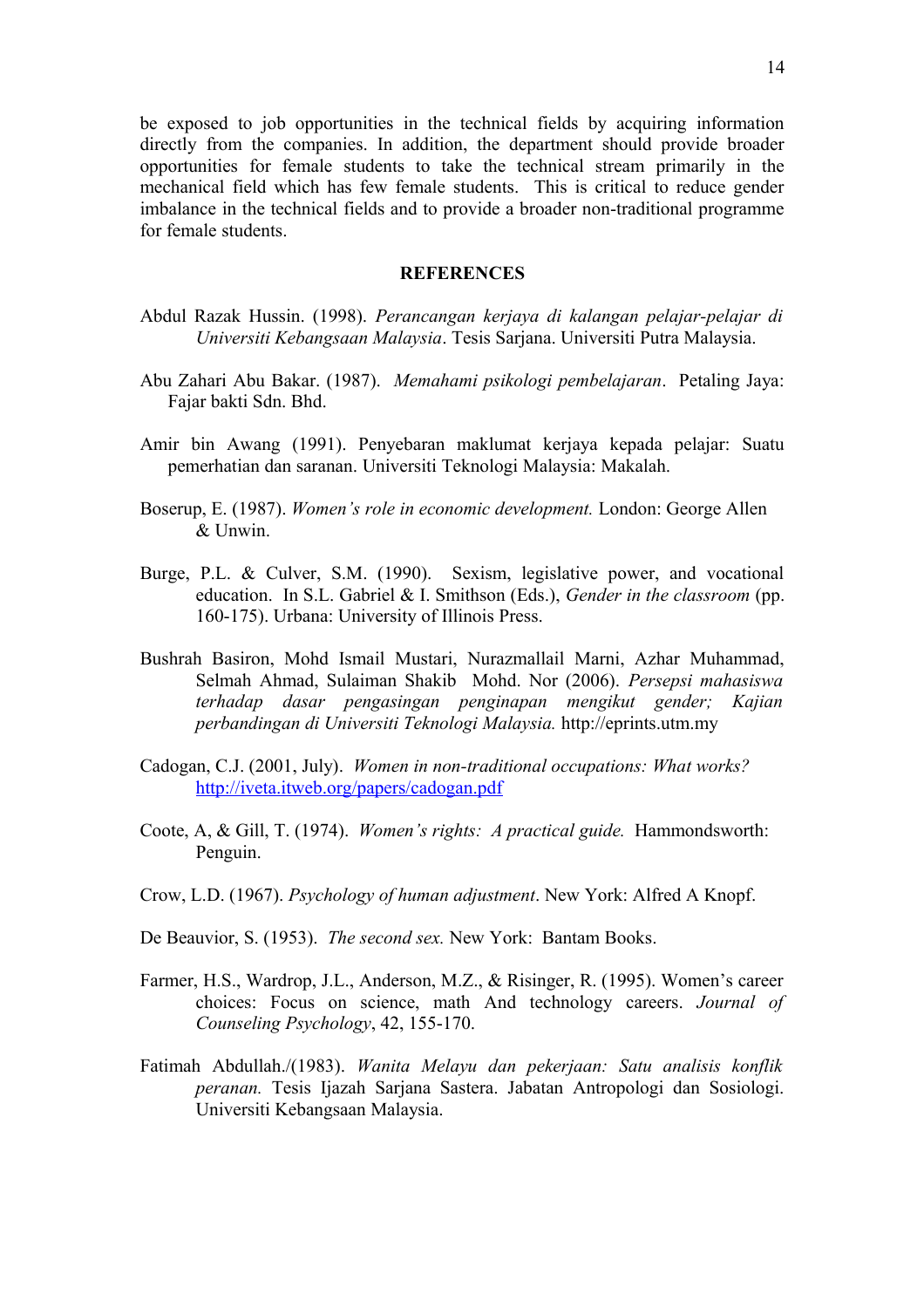be exposed to job opportunities in the technical fields by acquiring information directly from the companies. In addition, the department should provide broader opportunities for female students to take the technical stream primarily in the mechanical field which has few female students. This is critical to reduce gender imbalance in the technical fields and to provide a broader non-traditional programme for female students.

## REFERENCES

Abdul Razak Hussin. (1998). *Perancangan kerjaya di kalangan pelajar-pelajar di Universiti Kebangsaan Malaysia*. Tesis Sarjana. Universiti Putra Malaysia.

Abu Zahari Abu Bakar. (1987). *Memahami psikologi pembelajaran*. Petaling Jaya: Fajar bakti Sdn. Bhd.

Amir bin Awang (1991). Penyebaran maklumat kerjaya kepada pelajar: Suatu pemerhatian dan saranan. Universiti Teknologi Malaysia: Makalah.

Boserup, E. (1987). *Women's role in economic development.* London: George Allen & Unwin.

Burge, P.L. & Culver, S.M. (1990). Sexism, legislative power, and vocational education. In S.L. Gabriel & I. Smithson (Eds.), *Gender in the classroom* (pp. 160-175). Urbana: University of Illinois Press.

Bushrah Basiron, Mohd Ismail Mustari, Nurazmallail Marni, Azhar Muhammad, Selmah Ahmad, Sulaiman Shakib Mohd. Nor (2006). *Persepsi mahasiswa terhadap dasar pengasingan penginapan mengikut gender; Kajian perbandingan di Universiti Teknologi Malaysia.* http://eprints.utm.my

Cadogan, C.J. (2001, July). *Women in non-traditional occupations: What works?* http://iveta.itweb.org/papers/cadogan.pdf

Coote, A, & Gill, T. (1974). *Women's rights: A practical guide.* Hammondsworth: Penguin.

Crow, L.D. (1967). *Psychology of human adjustment*. New York: Alfred A Knopf.

De Beauvior, S. (1953). *The second sex.* New York: Bantam Books.

Farmer, H.S., Wardrop, J.L., Anderson, M.Z., & Risinger, R. (1995). Women's career choices: Focus on science, math And technology careers. *Journal of Counseling Psychology*, 42, 155-170.

Fatimah Abdullah./(1983). *Wanita Melayu dan pekerjaan: Satu analisis konflik peranan.* Tesis Ijazah Sarjana Sastera. Jabatan Antropologi dan Sosiologi. Universiti Kebangsaan Malaysia.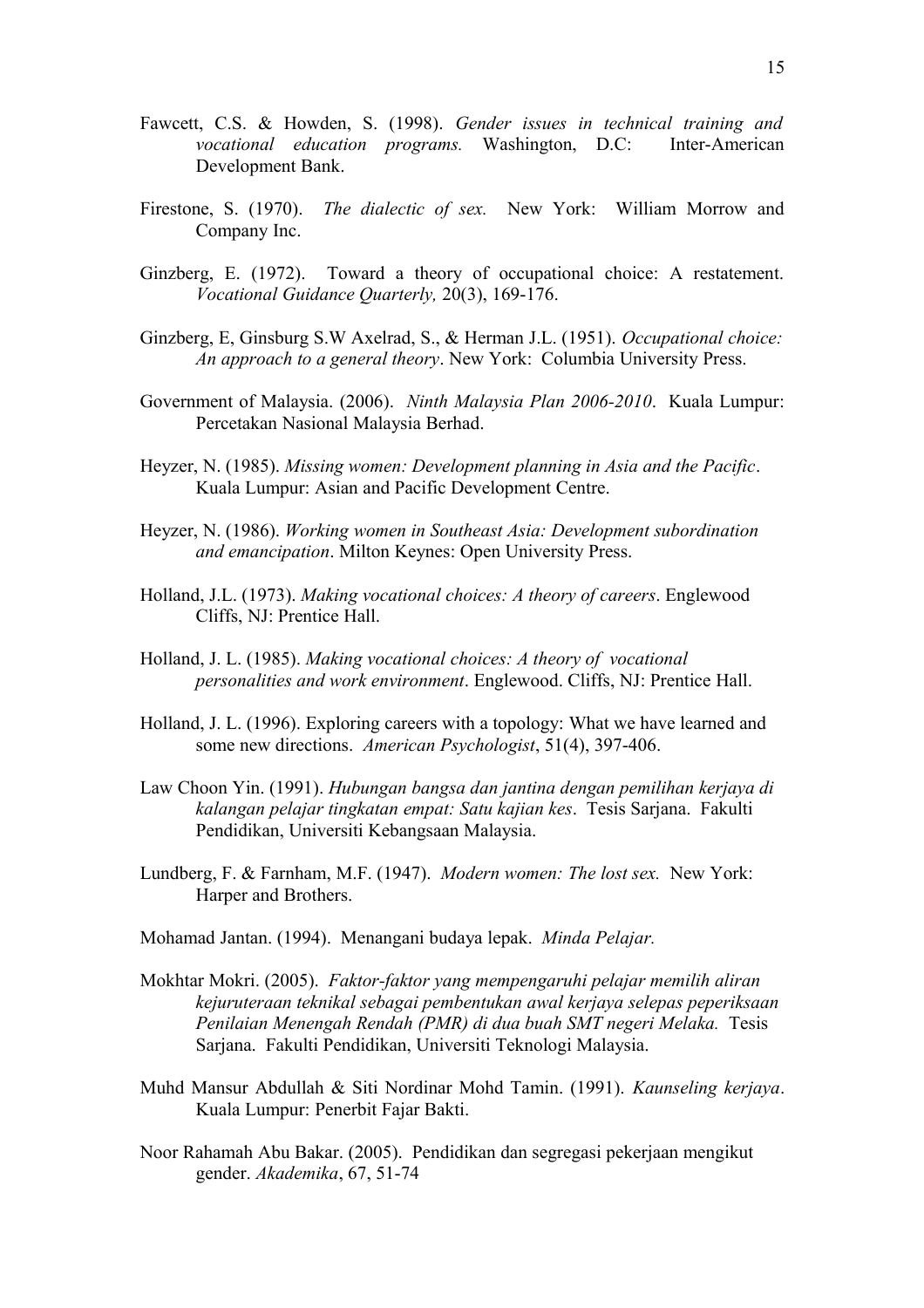Fawcett, C.S. & Howden, S. (1998). *Gender issues in technical training and vocational education programs.* Washington, D.C: Inter-American Development Bank.

Firestone, S. (1970). *The dialectic of sex.* New York: William Morrow and Company Inc.

Ginzberg, E. (1972). Toward a theory of occupational choice: A restatement. *Vocational Guidance Quarterly,* 20(3), 169-176.

Ginzberg, E, Ginsburg S.W Axelrad, S., & Herman J.L. (1951). *Occupational choice: An approach to a general theory*. New York: Columbia University Press.

Government of Malaysia. (2006). *Ninth Malaysia Plan 2006-2010*. Kuala Lumpur: Percetakan Nasional Malaysia Berhad.

Heyzer, N. (1985). *Missing women: Development planning in Asia and the Pacific*. Kuala Lumpur: Asian and Pacific Development Centre.

Heyzer, N. (1986). *Working women in Southeast Asia: Development subordination and emancipation*. Milton Keynes: Open University Press.

Holland, J.L. (1973). *Making vocational choices: A theory of careers*. Englewood Cliffs, NJ: Prentice Hall.

Holland, J. L. (1985). *Making vocational choices: A theory of vocational personalities and work environment*. Englewood. Cliffs, NJ: Prentice Hall.

Holland, J. L. (1996). Exploring careers with a topology: What we have learned and some new directions. *American Psychologist*, 51(4), 397-406.

Law Choon Yin. (1991). *Hubungan bangsa dan jantina dengan pemilihan kerjaya di kalangan pelajar tingkatan empat: Satu kajian kes*. Tesis Sarjana. Fakulti Pendidikan, Universiti Kebangsaan Malaysia.

Lundberg, F. & Farnham, M.F. (1947). *Modern women: The lost sex.* New York: Harper and Brothers.

Mohamad Jantan. (1994). Menangani budaya lepak. *Minda Pelajar.*

Mokhtar Mokri. (2005). *Faktor-faktor yang mempengaruhi pelajar memilih aliran kejuruteraan teknikal sebagai pembentukan awal kerjaya selepas peperiksaan Penilaian Menengah Rendah (PMR) di dua buah SMT negeri Melaka.* Tesis Sarjana. Fakulti Pendidikan, Universiti Teknologi Malaysia.

Muhd Mansur Abdullah & Siti Nordinar Mohd Tamin. (1991). *Kaunseling kerjaya*. Kuala Lumpur: Penerbit Fajar Bakti.

Noor Rahamah Abu Bakar. (2005). Pendidikan dan segregasi pekerjaan mengikut gender. *Akademika*, 67, 51-74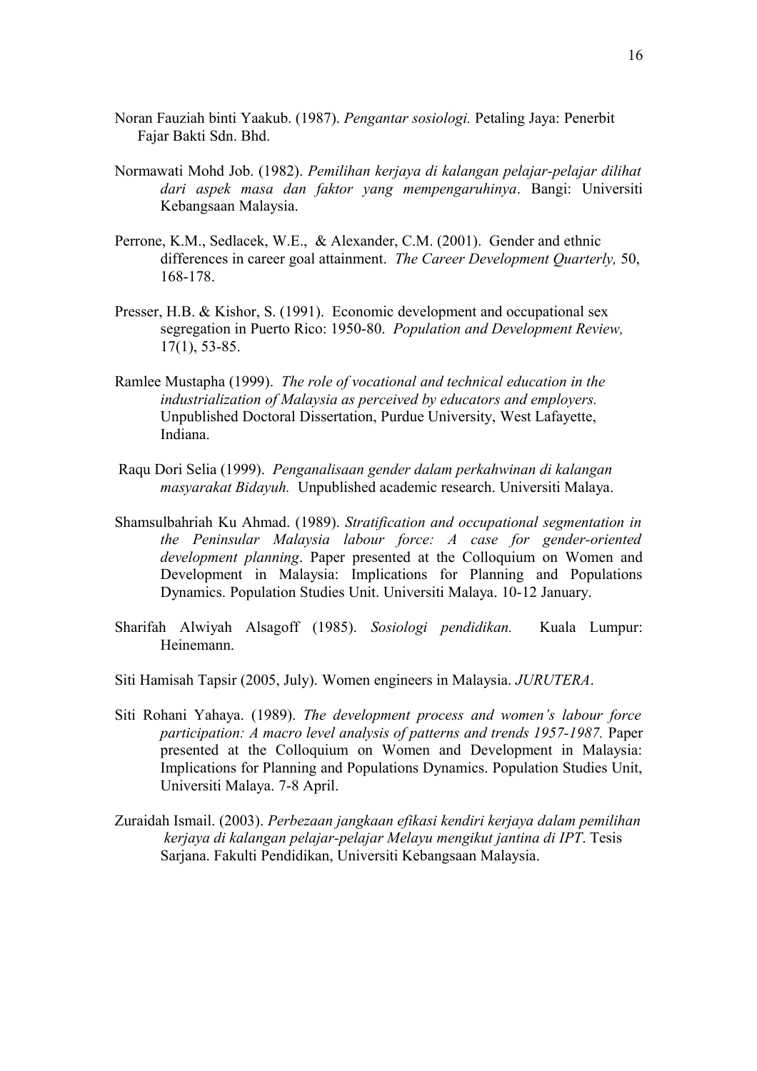Noran Fauziah binti Yaakub. (1987). *Pengantar sosiologi.* Petaling Jaya: Penerbit Fajar Bakti Sdn. Bhd.

Normawati Mohd Job. (1982). *Pemilihan kerjaya di kalangan pelajar-pelajar dilihat dari aspek masa dan faktor yang mempengaruhinya*. Bangi: Universiti Kebangsaan Malaysia.

Perrone, K.M., Sedlacek, W.E., & Alexander, C.M. (2001). Gender and ethnic differences in career goal attainment. *The Career Development Quarterly,* 50, 168-178.

Presser, H.B. & Kishor, S. (1991). Economic development and occupational sex segregation in Puerto Rico: 1950-80. *Population and Development Review,* 17(1), 53-85.

Ramlee Mustapha (1999). *The role of vocational and technical education in the industrialization of Malaysia as perceived by educators and employers.* Unpublished Doctoral Dissertation, Purdue University, West Lafayette, Indiana.

Raqu Dori Selia (1999). *Penganalisaan gender dalam perkahwinan di kalangan masyarakat Bidayuh.* Unpublished academic research. Universiti Malaya.

Shamsulbahriah Ku Ahmad. (1989). *Stratification and occupational segmentation in the Peninsular Malaysia labour force: A case for gender-oriented development planning*. Paper presented at the Colloquium on Women and Development in Malaysia: Implications for Planning and Populations Dynamics. Population Studies Unit. Universiti Malaya. 10-12 January.

Sharifah Alwiyah Alsagoff (1985). *Sosiologi pendidikan.* Kuala Lumpur: Heinemann.

Siti Hamisah Tapsir (2005, July). Women engineers in Malaysia. *JURUTERA*.

Siti Rohani Yahaya. (1989). *The development process and women's labour force participation: A macro level analysis of patterns and trends 1957-1987.* Paper presented at the Colloquium on Women and Development in Malaysia: Implications for Planning and Populations Dynamics. Population Studies Unit, Universiti Malaya. 7-8 April.

Zuraidah Ismail. (2003). *Perbezaan jangkaan efikasi kendiri kerjaya dalam pemilihan kerjaya di kalangan pelajar-pelajar Melayu mengikut jantina di IPT*. Tesis Sarjana. Fakulti Pendidikan, Universiti Kebangsaan Malaysia.